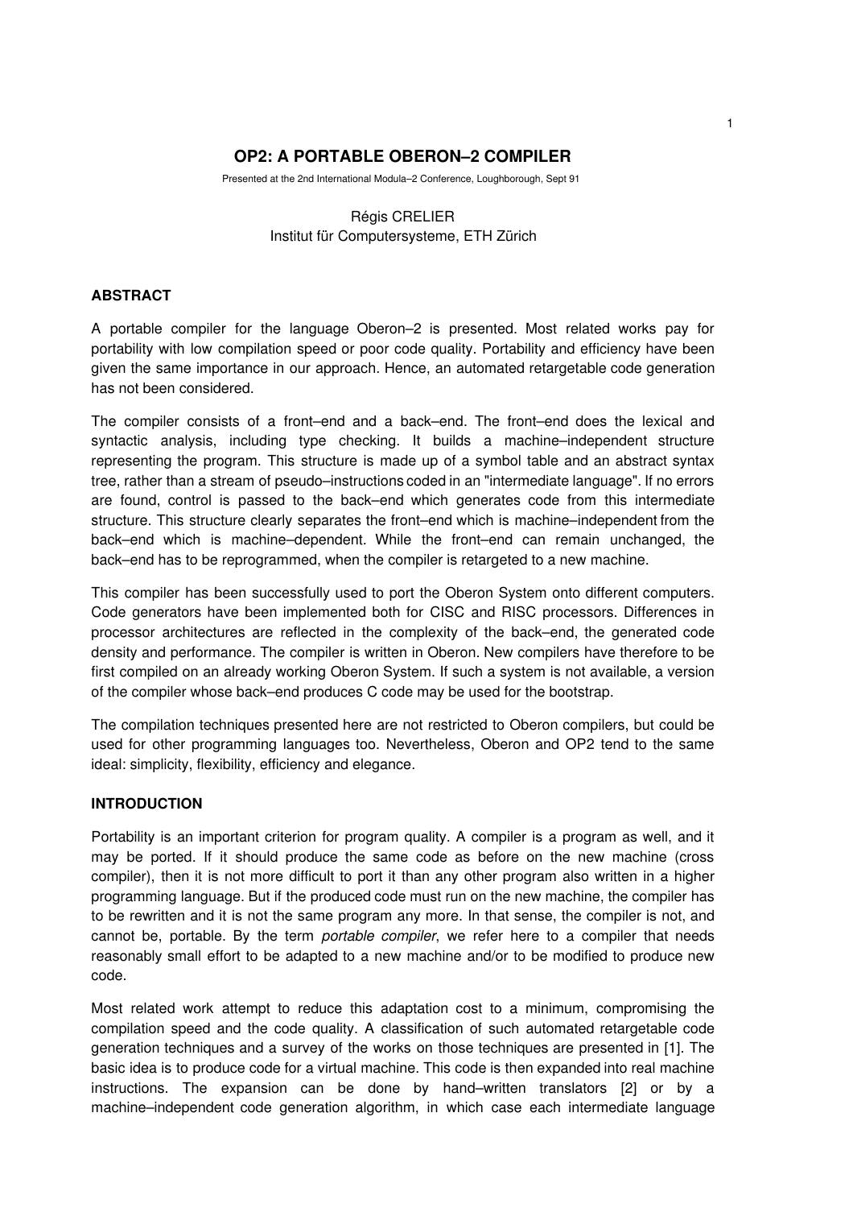# OP2: A PORTABLE OBERON–2 COMPILER

Presented at the 2nd International Modula–2 Conference, Loughborough, Sept 91

Régis CRELIER
Institut für Computersysteme, ETH Zürich

## ABSTRACT

A portable compiler for the language Oberon–2 is presented. Most related works pay for portability with low compilation speed or poor code quality. Portability and efficiency have been given the same importance in our approach. Hence, an automated retargetable code generation has not been considered.

The compiler consists of a front–end and a back–end. The front–end does the lexical and syntactic analysis, including type checking. It builds a machine–independent structure representing the program. This structure is made up of a symbol table and an abstract syntax tree, rather than a stream of pseudo–instructions coded in an "intermediate language". If no errors are found, control is passed to the back–end which generates code from this intermediate structure. This structure clearly separates the front–end which is machine–independent from the back–end which is machine–dependent. While the front–end can remain unchanged, the back–end has to be reprogrammed, when the compiler is retargeted to a new machine.

This compiler has been successfully used to port the Oberon System onto different computers. Code generators have been implemented both for CISC and RISC processors. Differences in processor architectures are reflected in the complexity of the back–end, the generated code density and performance. The compiler is written in Oberon. New compilers have therefore to be first compiled on an already working Oberon System. If such a system is not available, a version of the compiler whose back–end produces C code may be used for the bootstrap.

The compilation techniques presented here are not restricted to Oberon compilers, but could be used for other programming languages too. Nevertheless, Oberon and OP2 tend to the same ideal: simplicity, flexibility, efficiency and elegance.

## INTRODUCTION

Portability is an important criterion for program quality. A compiler is a program as well, and it may be ported. If it should produce the same code as before on the new machine (cross compiler), then it is not more difficult to port it than any other program also written in a higher programming language. But if the produced code must run on the new machine, the compiler has to be rewritten and it is not the same program any more. In that sense, the compiler is not, and cannot be, portable. By the term *portable compiler*, we refer here to a compiler that needs reasonably small effort to be adapted to a new machine and/or to be modified to produce new code.

Most related work attempt to reduce this adaptation cost to a minimum, compromising the compilation speed and the code quality. A classification of such automated retargetable code generation techniques and a survey of the works on those techniques are presented in [1]. The basic idea is to produce code for a virtual machine. This code is then expanded into real machine instructions. The expansion can be done by hand–written translators [2] or by a machine–independent code generation algorithm, in which case each intermediate language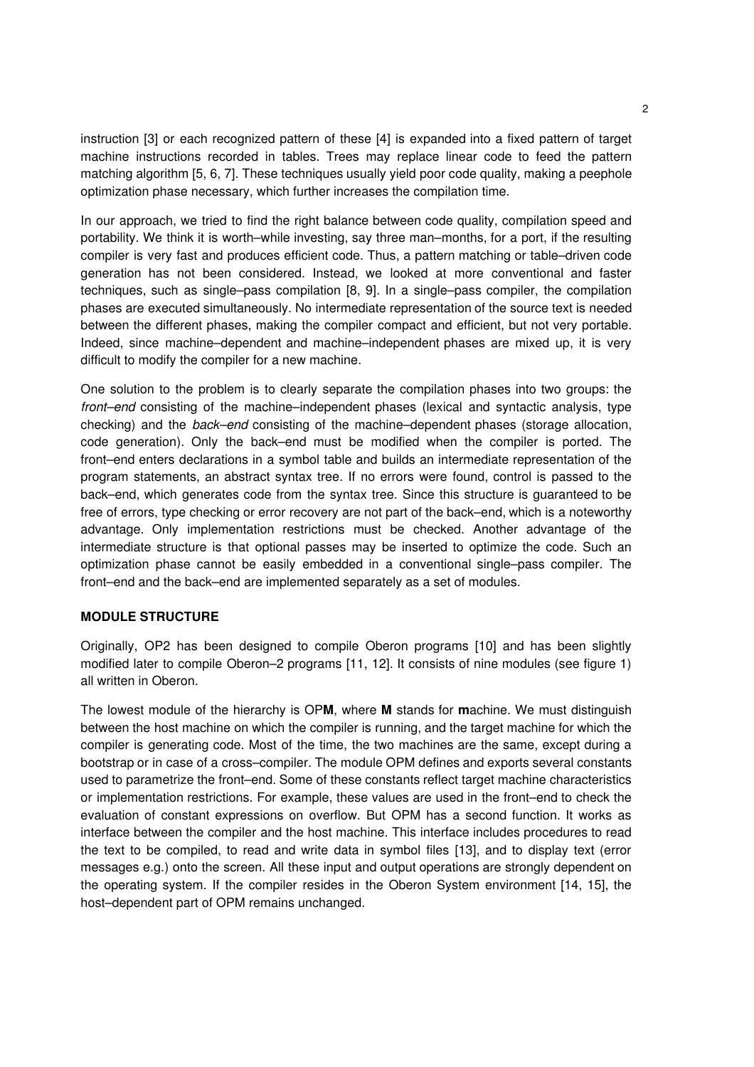instruction [3] or each recognized pattern of these [4] is expanded into a fixed pattern of target machine instructions recorded in tables. Trees may replace linear code to feed the pattern matching algorithm [5, 6, 7]. These techniques usually yield poor code quality, making a peephole optimization phase necessary, which further increases the compilation time.

In our approach, we tried to find the right balance between code quality, compilation speed and portability. We think it is worth–while investing, say three man–months, for a port, if the resulting compiler is very fast and produces efficient code. Thus, a pattern matching or table–driven code generation has not been considered. Instead, we looked at more conventional and faster techniques, such as single–pass compilation [8, 9]. In a single–pass compiler, the compilation phases are executed simultaneously. No intermediate representation of the source text is needed between the different phases, making the compiler compact and efficient, but not very portable. Indeed, since machine–dependent and machine–independent phases are mixed up, it is very difficult to modify the compiler for a new machine.

One solution to the problem is to clearly separate the compilation phases into two groups: the *front–end* consisting of the machine–independent phases (lexical and syntactic analysis, type checking) and the *back–end* consisting of the machine–dependent phases (storage allocation, code generation). Only the back–end must be modified when the compiler is ported. The front–end enters declarations in a symbol table and builds an intermediate representation of the program statements, an abstract syntax tree. If no errors were found, control is passed to the back–end, which generates code from the syntax tree. Since this structure is guaranteed to be free of errors, type checking or error recovery are not part of the back–end, which is a noteworthy advantage. Only implementation restrictions must be checked. Another advantage of the intermediate structure is that optional passes may be inserted to optimize the code. Such an optimization phase cannot be easily embedded in a conventional single–pass compiler. The front–end and the back–end are implemented separately as a set of modules.

## MODULE STRUCTURE

Originally, OP2 has been designed to compile Oberon programs [10] and has been slightly modified later to compile Oberon–2 programs [11, 12]. It consists of nine modules (see figure 1) all written in Oberon.

The lowest module of the hierarchy is OP**M**, where **M** stands for **m**achine. We must distinguish between the host machine on which the compiler is running, and the target machine for which the compiler is generating code. Most of the time, the two machines are the same, except during a bootstrap or in case of a cross–compiler. The module OPM defines and exports several constants used to parametrize the front–end. Some of these constants reflect target machine characteristics or implementation restrictions. For example, these values are used in the front–end to check the evaluation of constant expressions on overflow. But OPM has a second function. It works as interface between the compiler and the host machine. This interface includes procedures to read the text to be compiled, to read and write data in symbol files [13], and to display text (error messages e.g.) onto the screen. All these input and output operations are strongly dependent on the operating system. If the compiler resides in the Oberon System environment [14, 15], the host–dependent part of OPM remains unchanged.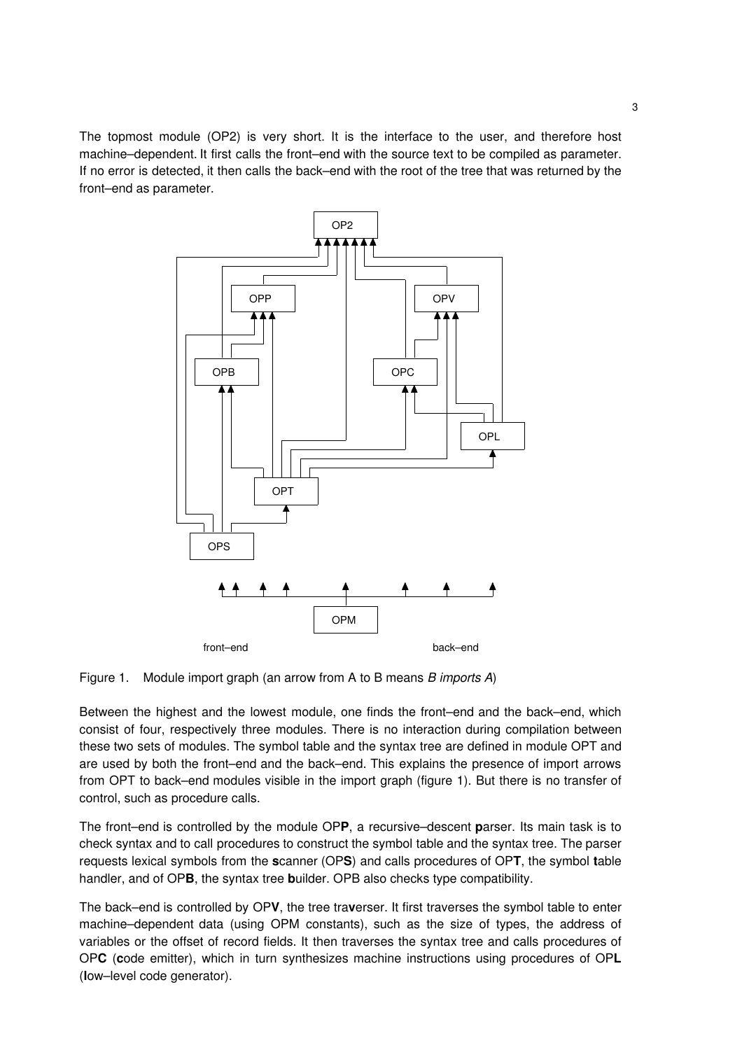The topmost module (OP2) is very short. It is the interface to the user, and therefore host machine–dependent. It first calls the front–end with the source text to be compiled as parameter. If no error is detected, it then calls the back–end with the root of the tree that was returned by the front–end as parameter.

OP2

OPP

OPV

OPB

OPC

OPL

OPT

OPS

OPM

front–end

back–end

Figure 1. Module import graph (an arrow from A to B means *B imports A*)

Between the highest and the lowest module, one finds the front–end and the back–end, which consist of four, respectively three modules. There is no interaction during compilation between these two sets of modules. The symbol table and the syntax tree are defined in module OPT and are used by both the front–end and the back–end. This explains the presence of import arrows from OPT to back–end modules visible in the import graph (figure 1). But there is no transfer of control, such as procedure calls.

The front–end is controlled by the module OP**P**, a recursive–descent **p**arser. Its main task is to check syntax and to call procedures to construct the symbol table and the syntax tree. The parser requests lexical symbols from the **s**canner (OP**S**) and calls procedures of OP**T**, the symbol **t**able handler, and of OP**B**, the syntax tree **b**uilder. OPB also checks type compatibility.

The back–end is controlled by OP**V**, the tree tra**v**erser. It first traverses the symbol table to enter machine–dependent data (using OPM constants), such as the size of types, the address of variables or the offset of record fields. It then traverses the syntax tree and calls procedures of OP**C** (**c**ode emitter), which in turn synthesizes machine instructions using procedures of OP**L** (**l**ow–level code generator).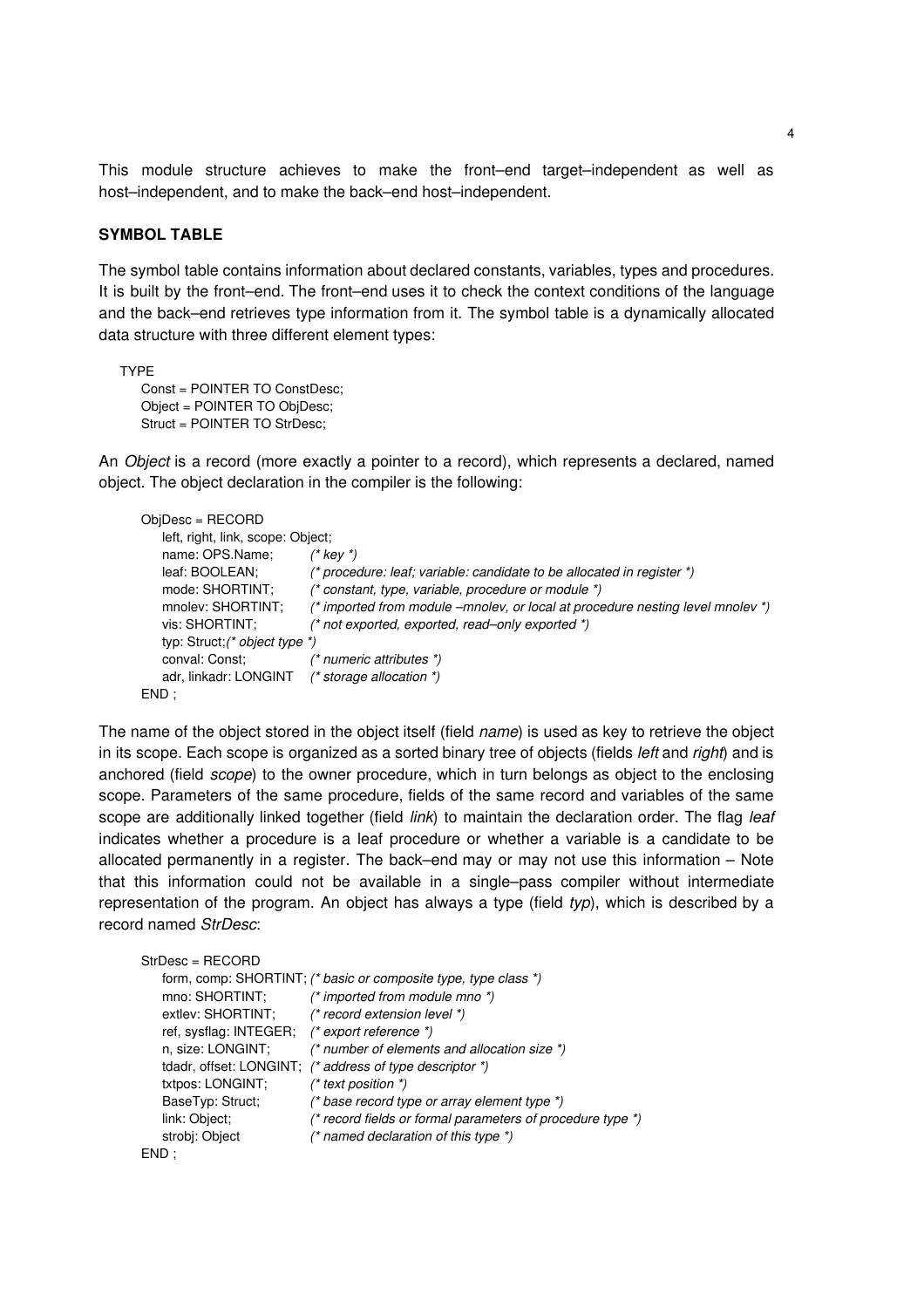This module structure achieves to make the front–end target–independent as well as host–independent, and to make the back–end host–independent.

## SYMBOL TABLE

The symbol table contains information about declared constants, variables, types and procedures. It is built by the front–end. The front–end uses it to check the context conditions of the language and the back–end retrieves type information from it. The symbol table is a dynamically allocated data structure with three different element types:

```
TYPE
   Const = POINTER TO ConstDesc;
   Object = POINTER TO ObjDesc;
   Struct = POINTER TO StrDesc;
```

An *Object* is a record (more exactly a pointer to a record), which represents a declared, named object. The object declaration in the compiler is the following:

```
ObjDesc = RECORD
   left, right, link, scope: Object;
   name: OPS.Name;        (* key *)
   leaf: BOOLEAN;         (* procedure: leaf; variable: candidate to be allocated in register *)
   mode: SHORTINT;        (* constant, type, variable, procedure or module *)
   mnolev: SHORTINT;      (* imported from module –mnolev, or local at procedure nesting level mnolev *)
   vis: SHORTINT;         (* not exported, exported, read–only exported *)
   typ: Struct;(* object type *)
   conval: Const;         (* numeric attributes *)
   adr, linkadr: LONGINT  (* storage allocation *)
END ;
```

The name of the object stored in the object itself (field *name*) is used as key to retrieve the object in its scope. Each scope is organized as a sorted binary tree of objects (fields *left* and *right*) and is anchored (field *scope*) to the owner procedure, which in turn belongs as object to the enclosing scope. Parameters of the same procedure, fields of the same record and variables of the same scope are additionally linked together (field *link*) to maintain the declaration order. The flag *leaf* indicates whether a procedure is a leaf procedure or whether a variable is a candidate to be allocated permanently in a register. The back–end may or may not use this information – Note that this information could not be available in a single–pass compiler without intermediate representation of the program. An object has always a type (field *typ*), which is described by a record named *StrDesc*:

```
StrDesc = RECORD
   form, comp: SHORTINT; (* basic or composite type, type class *)
   mno: SHORTINT;         (* imported from module mno *)
   extlev: SHORTINT;      (* record extension level *)
   ref, sysflag: INTEGER; (* export reference *)
   n, size: LONGINT;      (* number of elements and allocation size *)
   tdadr, offset: LONGINT; (* address of type descriptor *)
   txtpos: LONGINT;       (* text position *)
   BaseTyp: Struct;       (* base record type or array element type *)
   link: Object;          (* record fields or formal parameters of procedure type *)
   strobj: Object         (* named declaration of this type *)
END ;
```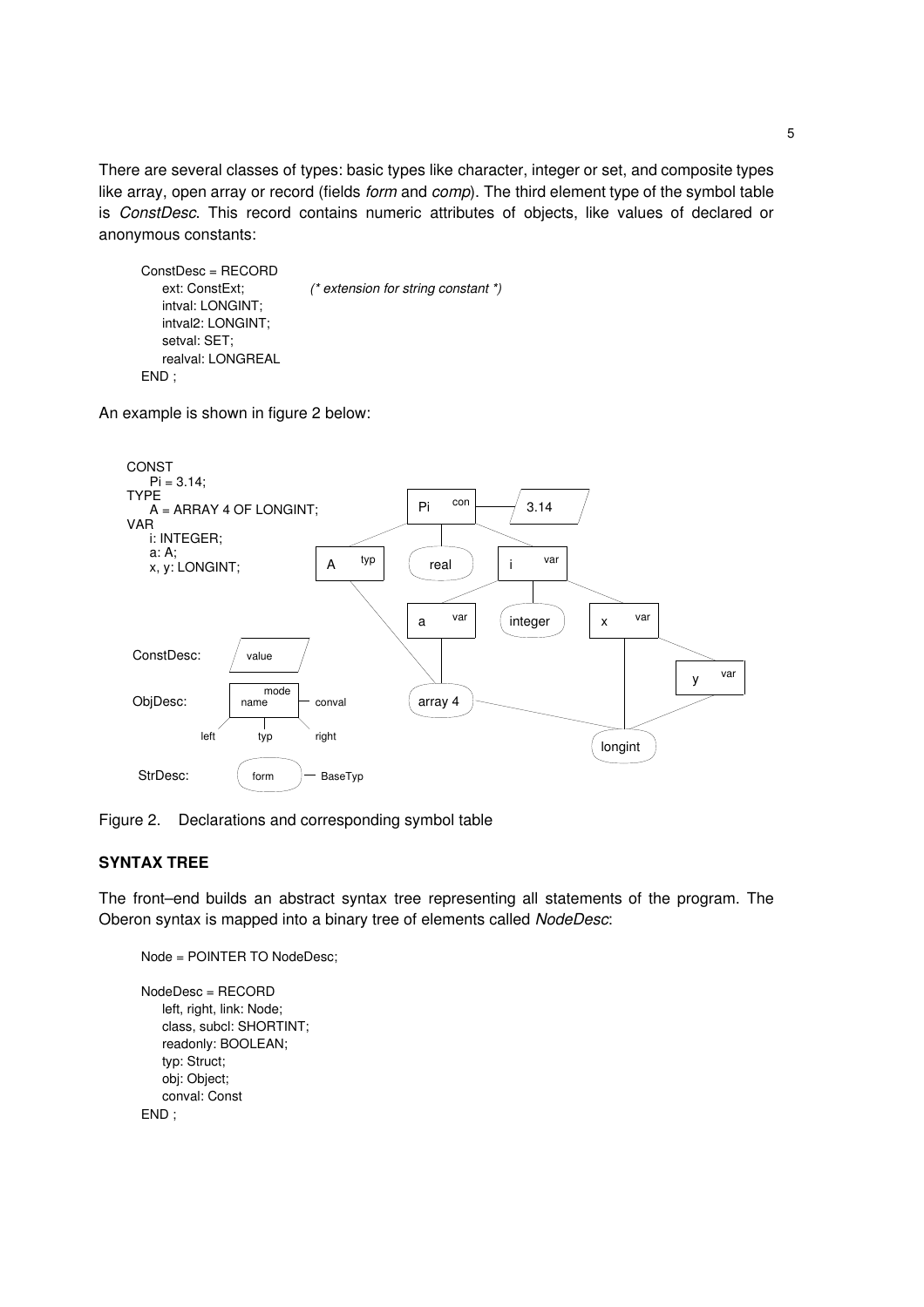There are several classes of types: basic types like character, integer or set, and composite types like array, open array or record (fields *form* and *comp*). The third element type of the symbol table is *ConstDesc*. This record contains numeric attributes of objects, like values of declared or anonymous constants:

```
ConstDesc = RECORD
    ext: ConstExt;            (* extension for string constant *)
    intval: LONGINT;
    intval2: LONGINT;
    setval: SET;
    realval: LONGREAL
END ;
```

An example is shown in figure 2 below:

```
CONST
    Pi = 3.14;
TYPE
    A = ARRAY 4 OF LONGINT;
VAR
    i: INTEGER;
    a: A;
    x, y: LONGINT;
```

Pi con
3.14
A typ
real
i var
a var
integer
x var
y var
array 4
longint

ConstDesc:
value

ObjDesc:
mode
name
conval
left
typ
right

StrDesc:
form
BaseTyp

Figure 2. Declarations and corresponding symbol table

## SYNTAX TREE

The front–end builds an abstract syntax tree representing all statements of the program. The Oberon syntax is mapped into a binary tree of elements called *NodeDesc*:

```
Node = POINTER TO NodeDesc;

NodeDesc = RECORD
    left, right, link: Node;
    class, subcl: SHORTINT;
    readonly: BOOLEAN;
    typ: Struct;
    obj: Object;
    conval: Const
END ;
```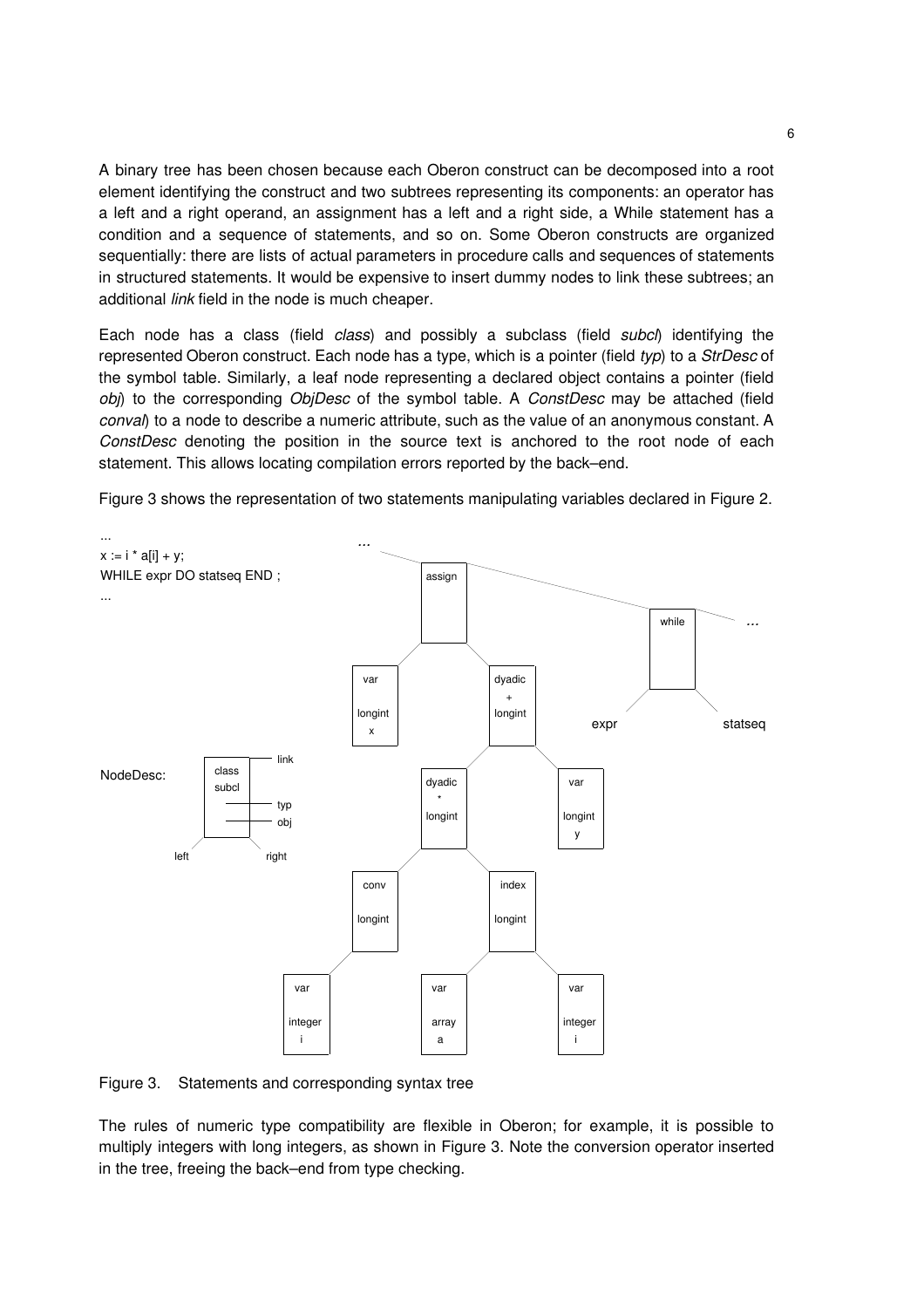A binary tree has been chosen because each Oberon construct can be decomposed into a root element identifying the construct and two subtrees representing its components: an operator has a left and a right operand, an assignment has a left and a right side, a While statement has a condition and a sequence of statements, and so on. Some Oberon constructs are organized sequentially: there are lists of actual parameters in procedure calls and sequences of statements in structured statements. It would be expensive to insert dummy nodes to link these subtrees; an additional *link* field in the node is much cheaper.

Each node has a class (field *class*) and possibly a subclass (field *subcl*) identifying the represented Oberon construct. Each node has a type, which is a pointer (field *typ*) to a *StrDesc* of the symbol table. Similarly, a leaf node representing a declared object contains a pointer (field *obj*) to the corresponding *ObjDesc* of the symbol table. A *ConstDesc* may be attached (field *conval*) to a node to describe a numeric attribute, such as the value of an anonymous constant. A *ConstDesc* denoting the position in the source text is anchored to the root node of each statement. This allows locating compilation errors reported by the back–end.

Figure 3 shows the representation of two statements manipulating variables declared in Figure 2.

```
...
x := i * a[i] + y;
WHILE expr DO statseq END ;
...
```

NodeDesc: class, subcl, link, typ, obj, left, right

... assign ... while ...

var longint x

dyadic + longint

expr statseq

dyadic * longint

var longint y

conv longint

index longint

var integer i

var array a

var integer i

Figure 3. Statements and corresponding syntax tree

The rules of numeric type compatibility are flexible in Oberon; for example, it is possible to multiply integers with long integers, as shown in Figure 3. Note the conversion operator inserted in the tree, freeing the back–end from type checking.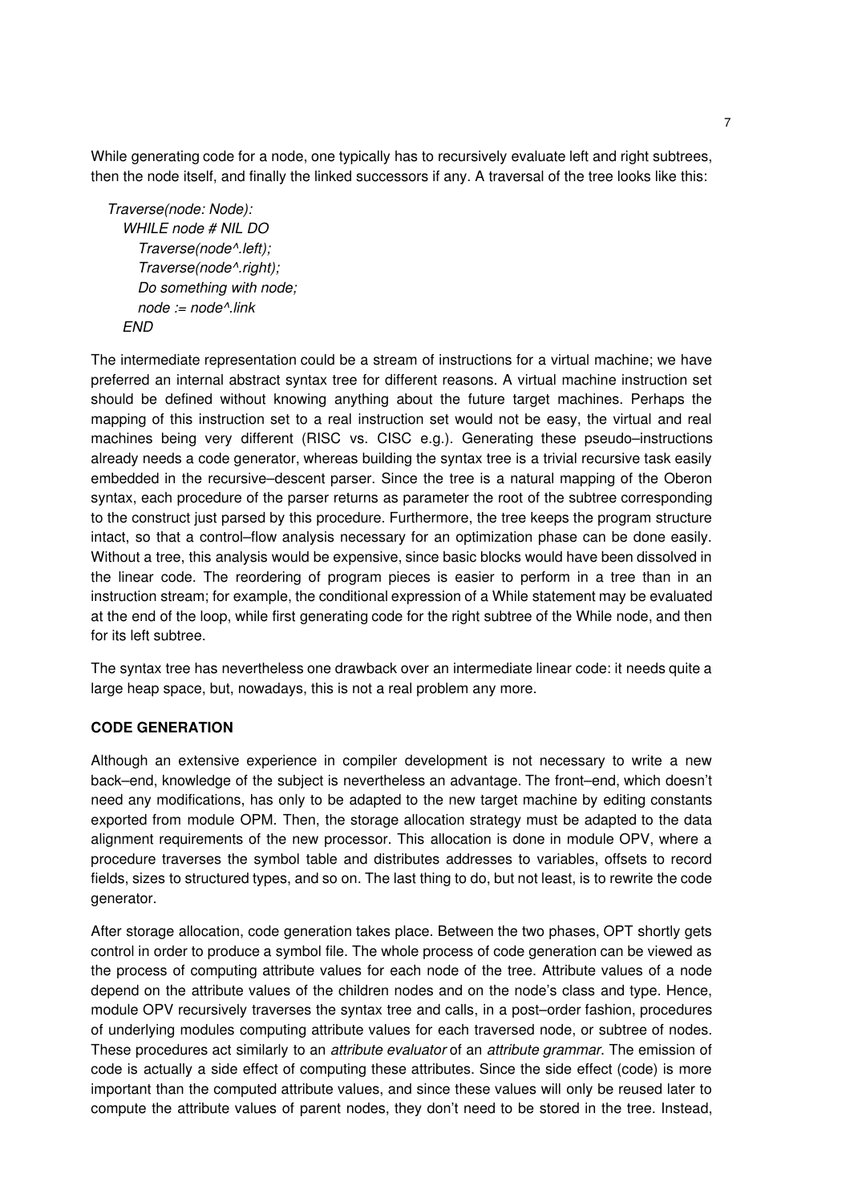While generating code for a node, one typically has to recursively evaluate left and right subtrees, then the node itself, and finally the linked successors if any. A traversal of the tree looks like this:

```
Traverse(node: Node):
  WHILE node # NIL DO
    Traverse(node^.left);
    Traverse(node^.right);
    Do something with node;
    node := node^.link
  END
```

The intermediate representation could be a stream of instructions for a virtual machine; we have preferred an internal abstract syntax tree for different reasons. A virtual machine instruction set should be defined without knowing anything about the future target machines. Perhaps the mapping of this instruction set to a real instruction set would not be easy, the virtual and real machines being very different (RISC vs. CISC e.g.). Generating these pseudo–instructions already needs a code generator, whereas building the syntax tree is a trivial recursive task easily embedded in the recursive–descent parser. Since the tree is a natural mapping of the Oberon syntax, each procedure of the parser returns as parameter the root of the subtree corresponding to the construct just parsed by this procedure. Furthermore, the tree keeps the program structure intact, so that a control–flow analysis necessary for an optimization phase can be done easily. Without a tree, this analysis would be expensive, since basic blocks would have been dissolved in the linear code. The reordering of program pieces is easier to perform in a tree than in an instruction stream; for example, the conditional expression of a While statement may be evaluated at the end of the loop, while first generating code for the right subtree of the While node, and then for its left subtree.

The syntax tree has nevertheless one drawback over an intermediate linear code: it needs quite a large heap space, but, nowadays, this is not a real problem any more.

## CODE GENERATION

Although an extensive experience in compiler development is not necessary to write a new back–end, knowledge of the subject is nevertheless an advantage. The front–end, which doesn't need any modifications, has only to be adapted to the new target machine by editing constants exported from module OPM. Then, the storage allocation strategy must be adapted to the data alignment requirements of the new processor. This allocation is done in module OPV, where a procedure traverses the symbol table and distributes addresses to variables, offsets to record fields, sizes to structured types, and so on. The last thing to do, but not least, is to rewrite the code generator.

After storage allocation, code generation takes place. Between the two phases, OPT shortly gets control in order to produce a symbol file. The whole process of code generation can be viewed as the process of computing attribute values for each node of the tree. Attribute values of a node depend on the attribute values of the children nodes and on the node's class and type. Hence, module OPV recursively traverses the syntax tree and calls, in a post–order fashion, procedures of underlying modules computing attribute values for each traversed node, or subtree of nodes. These procedures act similarly to an *attribute evaluator* of an *attribute grammar*. The emission of code is actually a side effect of computing these attributes. Since the side effect (code) is more important than the computed attribute values, and since these values will only be reused later to compute the attribute values of parent nodes, they don't need to be stored in the tree. Instead,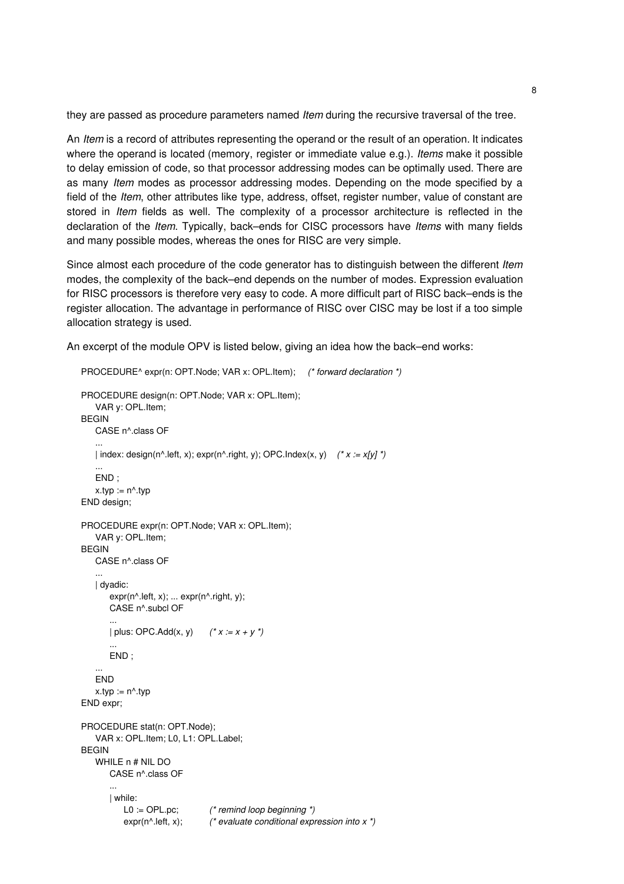they are passed as procedure parameters named *Item* during the recursive traversal of the tree.

An *Item* is a record of attributes representing the operand or the result of an operation. It indicates where the operand is located (memory, register or immediate value e.g.). *Items* make it possible to delay emission of code, so that processor addressing modes can be optimally used. There are as many *Item* modes as processor addressing modes. Depending on the mode specified by a field of the *Item*, other attributes like type, address, offset, register number, value of constant are stored in *Item* fields as well. The complexity of a processor architecture is reflected in the declaration of the *Item*. Typically, back–ends for CISC processors have *Items* with many fields and many possible modes, whereas the ones for RISC are very simple.

Since almost each procedure of the code generator has to distinguish between the different *Item* modes, the complexity of the back–end depends on the number of modes. Expression evaluation for RISC processors is therefore very easy to code. A more difficult part of RISC back–ends is the register allocation. The advantage in performance of RISC over CISC may be lost if a too simple allocation strategy is used.

An excerpt of the module OPV is listed below, giving an idea how the back–end works:

```
PROCEDURE^ expr(n: OPT.Node; VAR x: OPL.Item);    (* forward declaration *)

PROCEDURE design(n: OPT.Node; VAR x: OPL.Item);
    VAR y: OPL.Item;
BEGIN
    CASE n^.class OF
    ...
    | index: design(n^.left, x); expr(n^.right, y); OPC.Index(x, y)    (* x := x[y] *)
    ...
    END ;
    x.typ := n^.typ
END design;

PROCEDURE expr(n: OPT.Node; VAR x: OPL.Item);
    VAR y: OPL.Item;
BEGIN
    CASE n^.class OF
    ...
    | dyadic:
        expr(n^.left, x); ... expr(n^.right, y);
        CASE n^.subcl OF
        ...
        | plus: OPC.Add(x, y)      (* x := x + y *)
        ...
        END ;
    ...
    END
    x.typ := n^.typ
END expr;

PROCEDURE stat(n: OPT.Node);
    VAR x: OPL.Item; L0, L1: OPL.Label;
BEGIN
    WHILE n # NIL DO
        CASE n^.class OF
        ...
        | while:
            L0 := OPL.pc;          (* remind loop beginning *)
            expr(n^.left, x);      (* evaluate conditional expression into x *)
```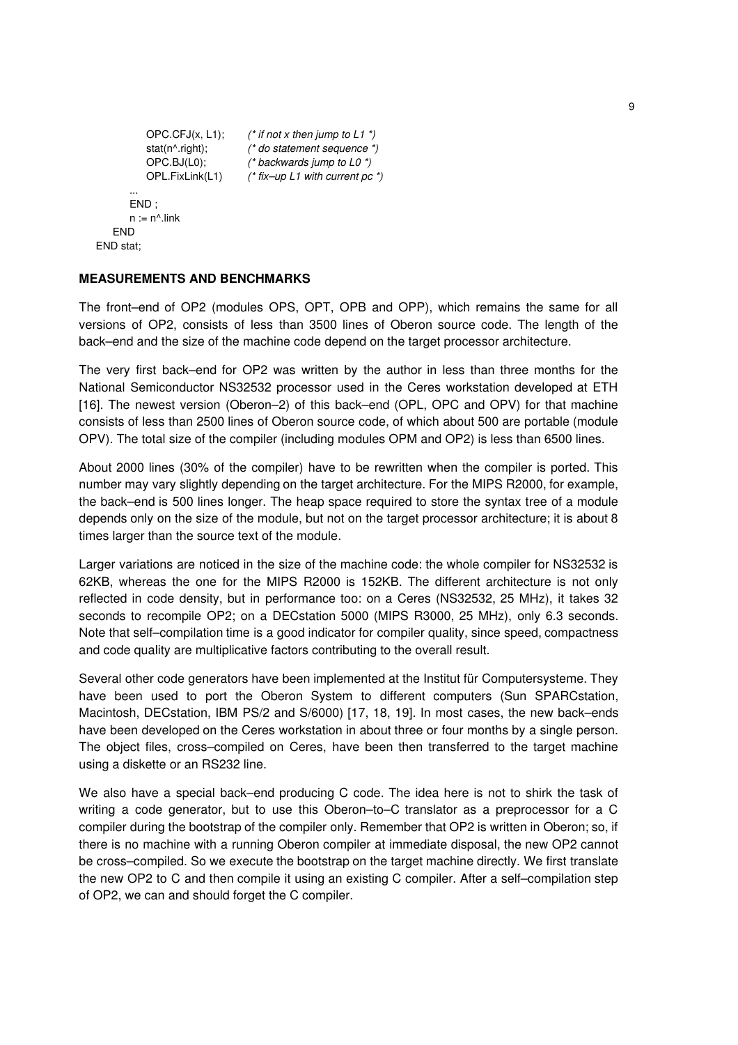```
            OPC.CFJ(x, L1);       (* if not x then jump to L1 *)
            stat(n^.right);       (* do statement sequence *)
            OPC.BJ(L0);           (* backwards jump to L0 *)
            OPL.FixLink(L1)       (* fix–up L1 with current pc *)
        ...
        END ;
        n := n^.link
    END
END stat;
```

## MEASUREMENTS AND BENCHMARKS

The front–end of OP2 (modules OPS, OPT, OPB and OPP), which remains the same for all versions of OP2, consists of less than 3500 lines of Oberon source code. The length of the back–end and the size of the machine code depend on the target processor architecture.

The very first back–end for OP2 was written by the author in less than three months for the National Semiconductor NS32532 processor used in the Ceres workstation developed at ETH [16]. The newest version (Oberon–2) of this back–end (OPL, OPC and OPV) for that machine consists of less than 2500 lines of Oberon source code, of which about 500 are portable (module OPV). The total size of the compiler (including modules OPM and OP2) is less than 6500 lines.

About 2000 lines (30% of the compiler) have to be rewritten when the compiler is ported. This number may vary slightly depending on the target architecture. For the MIPS R2000, for example, the back–end is 500 lines longer. The heap space required to store the syntax tree of a module depends only on the size of the module, but not on the target processor architecture; it is about 8 times larger than the source text of the module.

Larger variations are noticed in the size of the machine code: the whole compiler for NS32532 is 62KB, whereas the one for the MIPS R2000 is 152KB. The different architecture is not only reflected in code density, but in performance too: on a Ceres (NS32532, 25 MHz), it takes 32 seconds to recompile OP2; on a DECstation 5000 (MIPS R3000, 25 MHz), only 6.3 seconds. Note that self–compilation time is a good indicator for compiler quality, since speed, compactness and code quality are multiplicative factors contributing to the overall result.

Several other code generators have been implemented at the Institut für Computersysteme. They have been used to port the Oberon System to different computers (Sun SPARCstation, Macintosh, DECstation, IBM PS/2 and S/6000) [17, 18, 19]. In most cases, the new back–ends have been developed on the Ceres workstation in about three or four months by a single person. The object files, cross–compiled on Ceres, have been then transferred to the target machine using a diskette or an RS232 line.

We also have a special back–end producing C code. The idea here is not to shirk the task of writing a code generator, but to use this Oberon–to–C translator as a preprocessor for a C compiler during the bootstrap of the compiler only. Remember that OP2 is written in Oberon; so, if there is no machine with a running Oberon compiler at immediate disposal, the new OP2 cannot be cross–compiled. So we execute the bootstrap on the target machine directly. We first translate the new OP2 to C and then compile it using an existing C compiler. After a self–compilation step of OP2, we can and should forget the C compiler.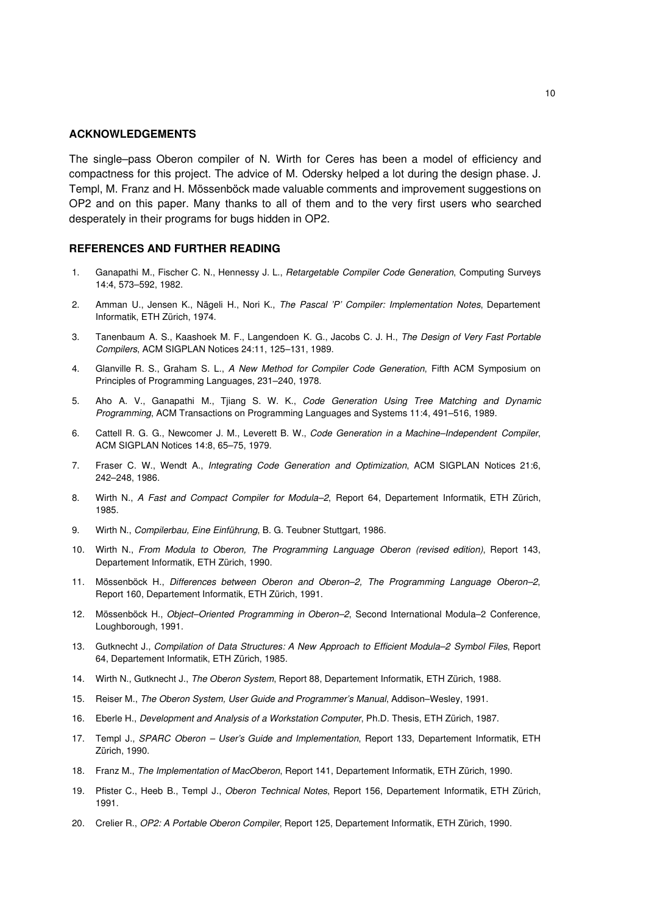## ACKNOWLEDGEMENTS

The single–pass Oberon compiler of N. Wirth for Ceres has been a model of efficiency and compactness for this project. The advice of M. Odersky helped a lot during the design phase. J. Templ, M. Franz and H. Mössenböck made valuable comments and improvement suggestions on OP2 and on this paper. Many thanks to all of them and to the very first users who searched desperately in their programs for bugs hidden in OP2.

## REFERENCES AND FURTHER READING

1. Ganapathi M., Fischer C. N., Hennessy J. L., *Retargetable Compiler Code Generation*, Computing Surveys 14:4, 573–592, 1982.
2. Amman U., Jensen K., Nägeli H., Nori K., *The Pascal 'P' Compiler: Implementation Notes*, Departement Informatik, ETH Zürich, 1974.
3. Tanenbaum A. S., Kaashoek M. F., Langendoen K. G., Jacobs C. J. H., *The Design of Very Fast Portable Compilers*, ACM SIGPLAN Notices 24:11, 125–131, 1989.
4. Glanville R. S., Graham S. L., *A New Method for Compiler Code Generation*, Fifth ACM Symposium on Principles of Programming Languages, 231–240, 1978.
5. Aho A. V., Ganapathi M., Tjiang S. W. K., *Code Generation Using Tree Matching and Dynamic Programming*, ACM Transactions on Programming Languages and Systems 11:4, 491–516, 1989.
6. Cattell R. G. G., Newcomer J. M., Leverett B. W., *Code Generation in a Machine–Independent Compiler*, ACM SIGPLAN Notices 14:8, 65–75, 1979.
7. Fraser C. W., Wendt A., *Integrating Code Generation and Optimization*, ACM SIGPLAN Notices 21:6, 242–248, 1986.
8. Wirth N., *A Fast and Compact Compiler for Modula–2*, Report 64, Departement Informatik, ETH Zürich, 1985.
9. Wirth N., *Compilerbau, Eine Einführung*, B. G. Teubner Stuttgart, 1986.
10. Wirth N., *From Modula to Oberon, The Programming Language Oberon (revised edition)*, Report 143, Departement Informatik, ETH Zürich, 1990.
11. Mössenböck H., *Differences between Oberon and Oberon–2, The Programming Language Oberon–2*, Report 160, Departement Informatik, ETH Zürich, 1991.
12. Mössenböck H., *Object–Oriented Programming in Oberon–2*, Second International Modula–2 Conference, Loughborough, 1991.
13. Gutknecht J., *Compilation of Data Structures: A New Approach to Efficient Modula–2 Symbol Files*, Report 64, Departement Informatik, ETH Zürich, 1985.
14. Wirth N., Gutknecht J., *The Oberon System*, Report 88, Departement Informatik, ETH Zürich, 1988.
15. Reiser M., *The Oberon System, User Guide and Programmer's Manual*, Addison–Wesley, 1991.
16. Eberle H., *Development and Analysis of a Workstation Computer*, Ph.D. Thesis, ETH Zürich, 1987.
17. Templ J., *SPARC Oberon – User's Guide and Implementation*, Report 133, Departement Informatik, ETH Zürich, 1990.
18. Franz M., *The Implementation of MacOberon*, Report 141, Departement Informatik, ETH Zürich, 1990.
19. Pfister C., Heeb B., Templ J., *Oberon Technical Notes*, Report 156, Departement Informatik, ETH Zürich, 1991.
20. Crelier R., *OP2: A Portable Oberon Compiler*, Report 125, Departement Informatik, ETH Zürich, 1990.